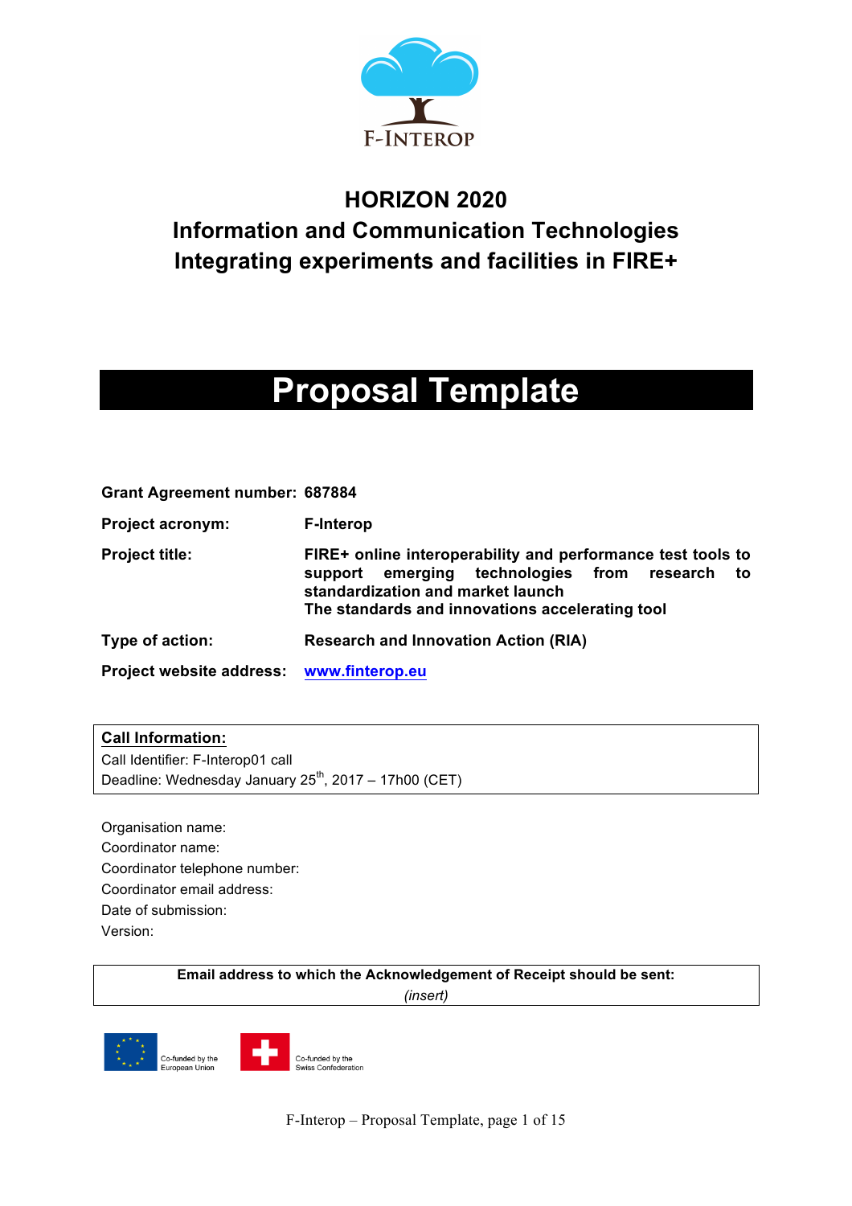F-INTEROP

# HORIZON 2020
## Information and Communication Technologies
## Integrating experiments and facilities in FIRE+

# Proposal Template

| | |
|---|---|
| **Grant Agreement number:** | **687884** |
| **Project acronym:** | **F-Interop** |
| **Project title:** | **FIRE+ online interoperability and performance test tools to support emerging technologies from research to standardization and market launch**<br>**The standards and innovations accelerating tool** |
| **Type of action:** | **Research and Innovation Action (RIA)** |
| **Project website address:** | **[www.finterop.eu](http://www.finterop.eu)** |

**Call Information:**
Call Identifier: F-Interop01 call
Deadline: Wednesday January 25th, 2017 – 17h00 (CET)

Organisation name:
Coordinator name:
Coordinator telephone number:
Coordinator email address:
Date of submission:
Version:

**Email address to which the Acknowledgement of Receipt should be sent:**
*(insert)*

Co-funded by the European Union

Co-funded by the Swiss Confederation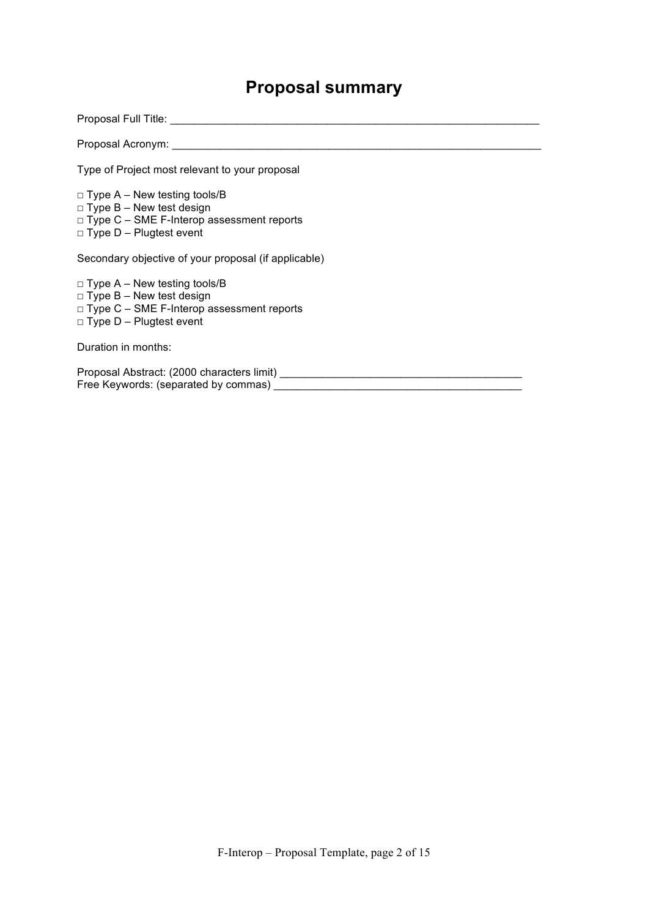# Proposal summary

Proposal Full Title: ___________________________________________________________

Proposal Acronym: ___________________________________________________________

Type of Project most relevant to your proposal

□ Type A – New testing tools/B
□ Type B – New test design
□ Type C – SME F-Interop assessment reports
□ Type D – Plugtest event

Secondary objective of your proposal (if applicable)

□ Type A – New testing tools/B
□ Type B – New test design
□ Type C – SME F-Interop assessment reports
□ Type D – Plugtest event

Duration in months:

Proposal Abstract: (2000 characters limit) ________________________________________
Free Keywords: (separated by commas) ___________________________________________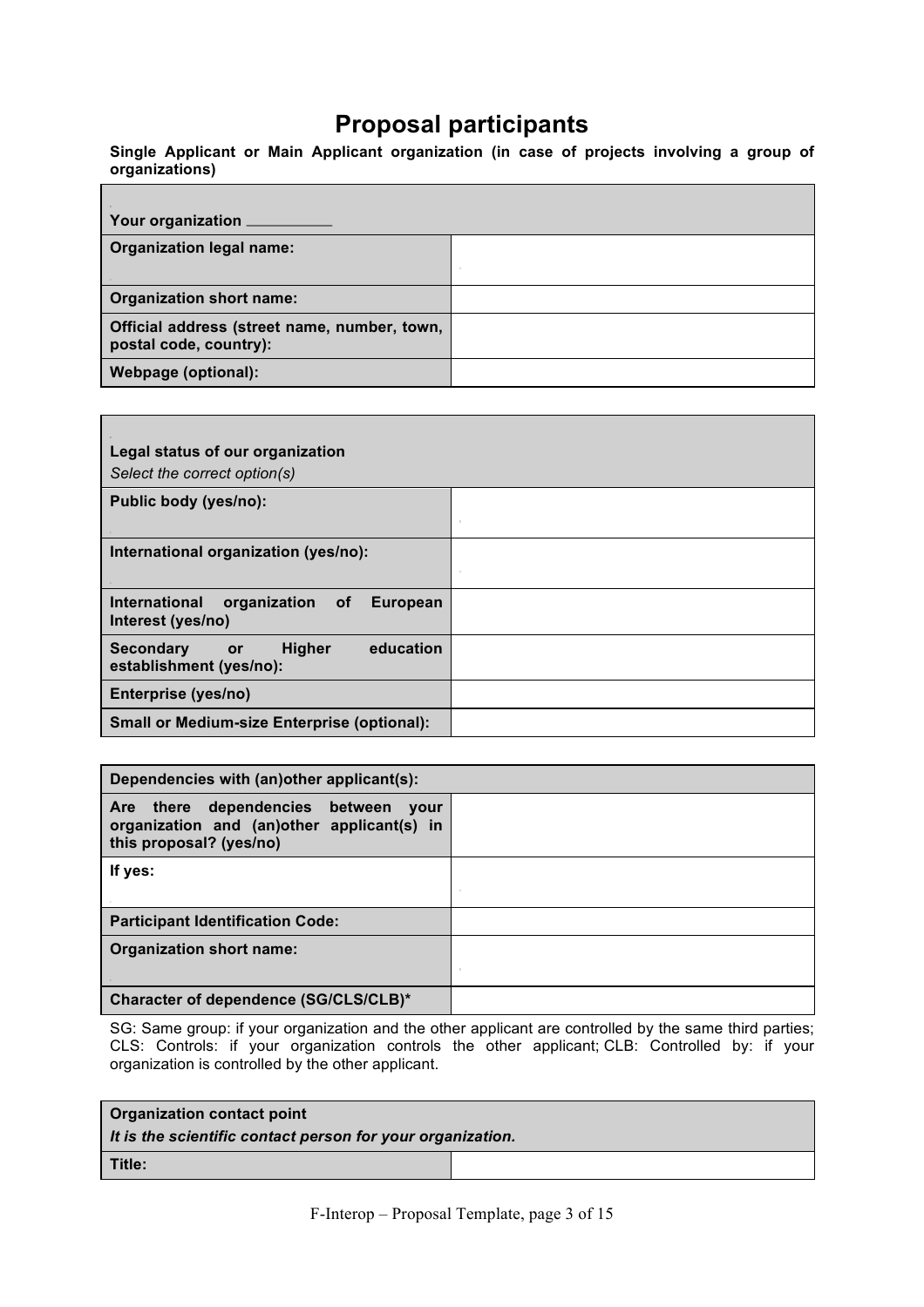# Proposal participants

**Single Applicant or Main Applicant organization (in case of projects involving a group of organizations)**

| **Your organization \_\_\_\_\_\_\_\_\_\_** | |
|---|---|
| **Organization legal name:** | |
| **Organization short name:** | |
| **Official address (street name, number, town, postal code, country):** | |
| **Webpage (optional):** | |

| **Legal status of our organization** *Select the correct option(s)* | |
|---|---|
| **Public body (yes/no):** | |
| **International organization (yes/no):** | |
| **International organization of European Interest (yes/no)** | |
| **Secondary or Higher education establishment (yes/no):** | |
| **Enterprise (yes/no)** | |
| **Small or Medium-size Enterprise (optional):** | |

| **Dependencies with (an)other applicant(s):** | |
|---|---|
| **Are there dependencies between your organization and (an)other applicant(s) in this proposal? (yes/no)** | |
| **If yes:** | |
| **Participant Identification Code:** | |
| **Organization short name:** | |
| **Character of dependence (SG/CLS/CLB)*** | |

SG: Same group: if your organization and the other applicant are controlled by the same third parties; CLS: Controls: if your organization controls the other applicant; CLB: Controlled by: if your organization is controlled by the other applicant.

| **Organization contact point** ***It is the scientific contact person for your organization.*** | |
|---|---|
| **Title:** | |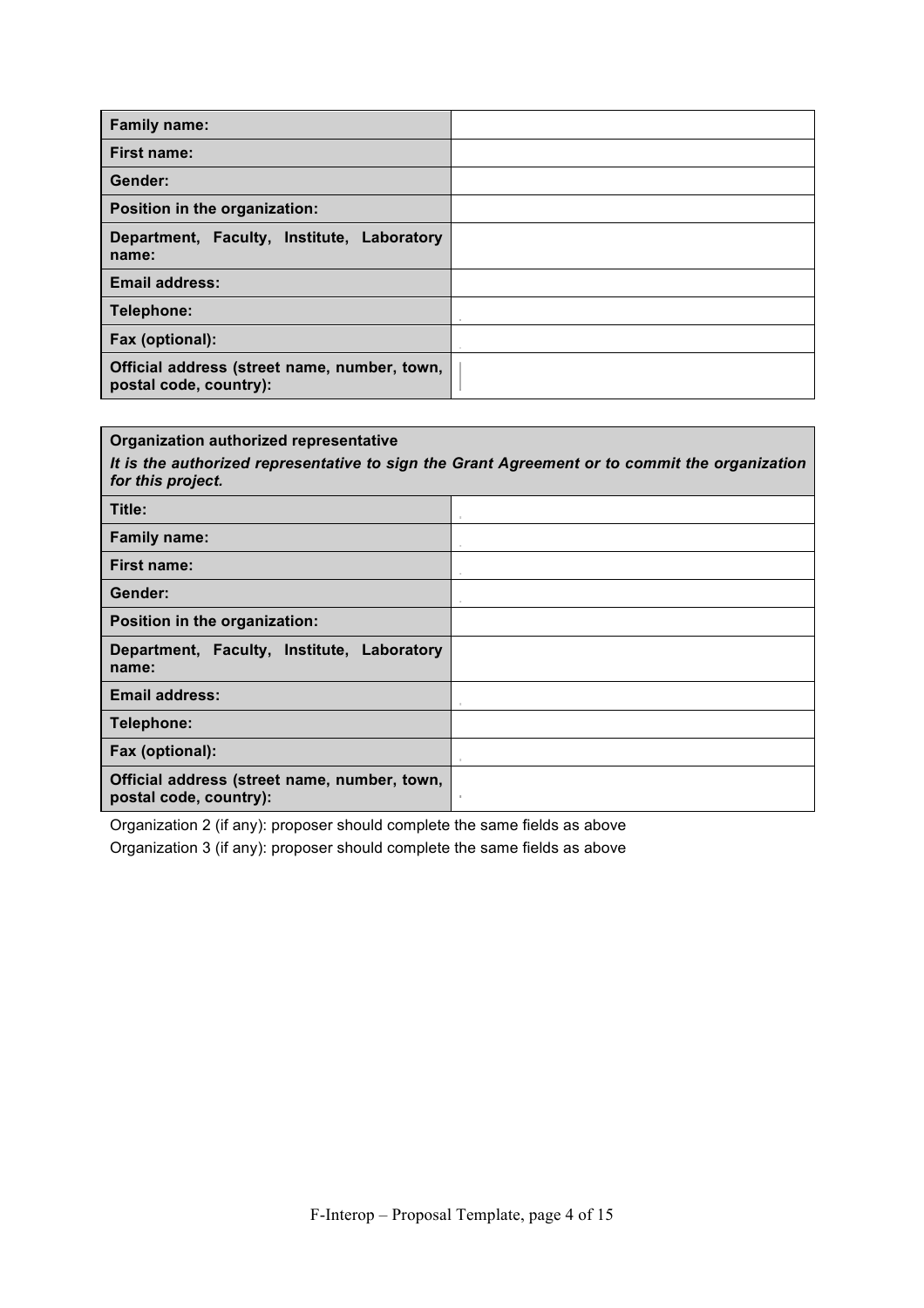| **Family name:** | |
|---|---|
| **First name:** | |
| **Gender:** | |
| **Position in the organization:** | |
| **Department, Faculty, Institute, Laboratory name:** | |
| **Email address:** | |
| **Telephone:** | |
| **Fax (optional):** | |
| **Official address (street name, number, town, postal code, country):** | |

| **Organization authorized representative** *It is the authorized representative to sign the Grant Agreement or to commit the organization for this project.* | |
|---|---|
| **Title:** | |
| **Family name:** | |
| **First name:** | |
| **Gender:** | |
| **Position in the organization:** | |
| **Department, Faculty, Institute, Laboratory name:** | |
| **Email address:** | |
| **Telephone:** | |
| **Fax (optional):** | |
| **Official address (street name, number, town, postal code, country):** | |

Organization 2 (if any): proposer should complete the same fields as above

Organization 3 (if any): proposer should complete the same fields as above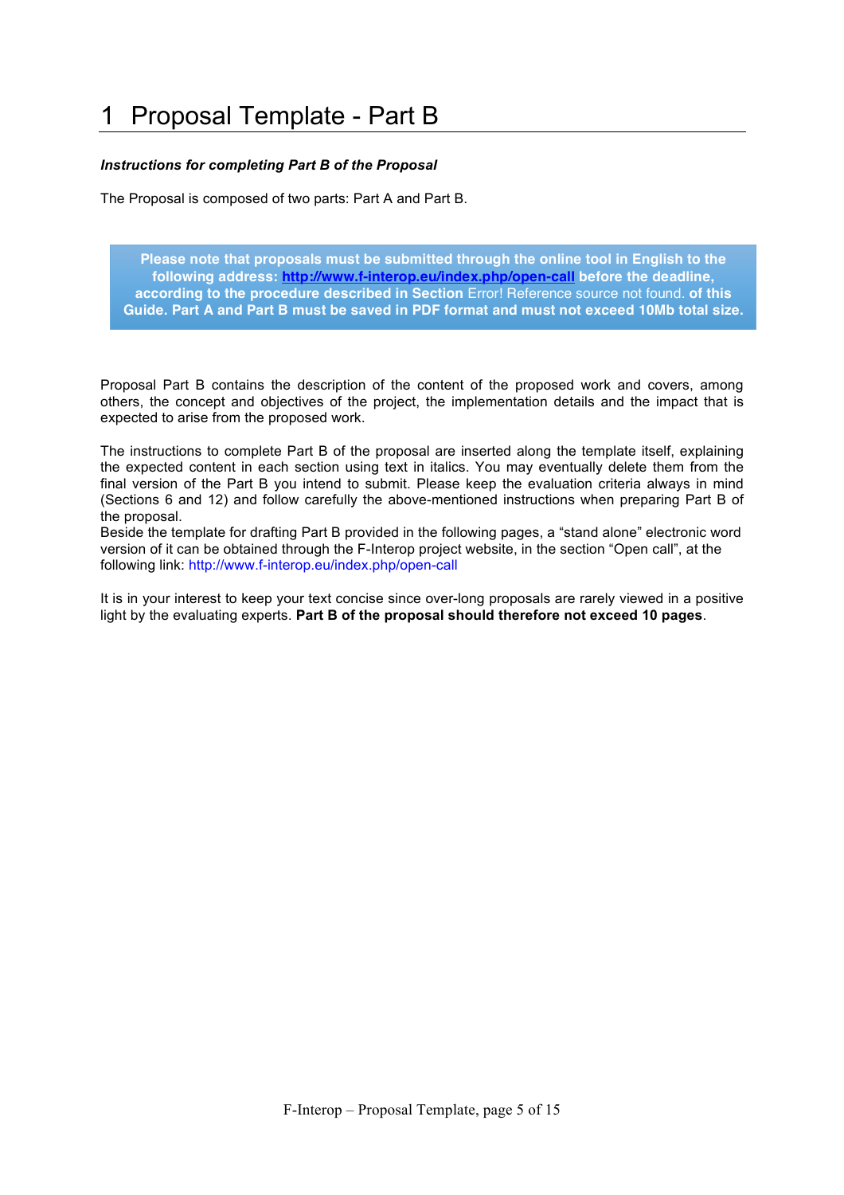# 1 Proposal Template - Part B

***Instructions for completing Part B of the Proposal***

The Proposal is composed of two parts: Part A and Part B.

> **Please note that proposals must be submitted through the online tool in English to the following address: [http://www.f-interop.eu/index.php/open-call](http://www.f-interop.eu/index.php/open-call) before the deadline, according to the procedure described in Section** Error! Reference source not found. **of this Guide. Part A and Part B must be saved in PDF format and must not exceed 10Mb total size.**

Proposal Part B contains the description of the content of the proposed work and covers, among others, the concept and objectives of the project, the implementation details and the impact that is expected to arise from the proposed work.

The instructions to complete Part B of the proposal are inserted along the template itself, explaining the expected content in each section using text in italics. You may eventually delete them from the final version of the Part B you intend to submit. Please keep the evaluation criteria always in mind (Sections 6 and 12) and follow carefully the above-mentioned instructions when preparing Part B of the proposal.
Beside the template for drafting Part B provided in the following pages, a "stand alone" electronic word version of it can be obtained through the F-Interop project website, in the section "Open call", at the following link: http://www.f-interop.eu/index.php/open-call

It is in your interest to keep your text concise since over-long proposals are rarely viewed in a positive light by the evaluating experts. **Part B of the proposal should therefore not exceed 10 pages**.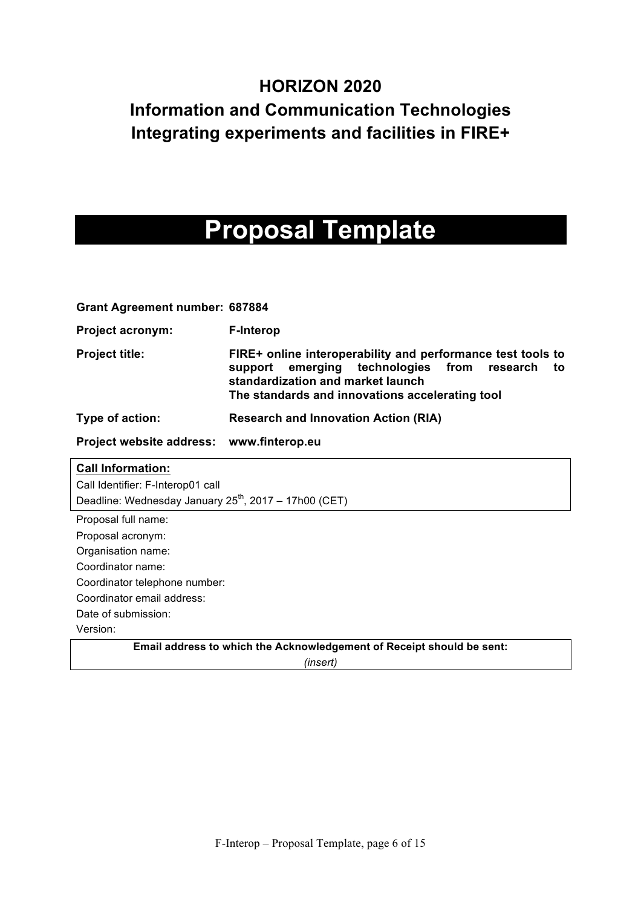# HORIZON 2020

## Information and Communication Technologies

## Integrating experiments and facilities in FIRE+

# Proposal Template

| | |
|---|---|
| **Grant Agreement number:** | **687884** |
| **Project acronym:** | **F-Interop** |
| **Project title:** | **FIRE+ online interoperability and performance test tools to support emerging technologies from research to standardization and market launch**<br>**The standards and innovations accelerating tool** |
| **Type of action:** | **Research and Innovation Action (RIA)** |
| **Project website address:** | **www.finterop.eu** |

**Call Information:**

Call Identifier: F-Interop01 call

Deadline: Wednesday January 25th, 2017 – 17h00 (CET)

Proposal full name:

Proposal acronym:

Organisation name:

Coordinator name:

Coordinator telephone number:

Coordinator email address:

Date of submission:

Version:

**Email address to which the Acknowledgement of Receipt should be sent:**

*(insert)*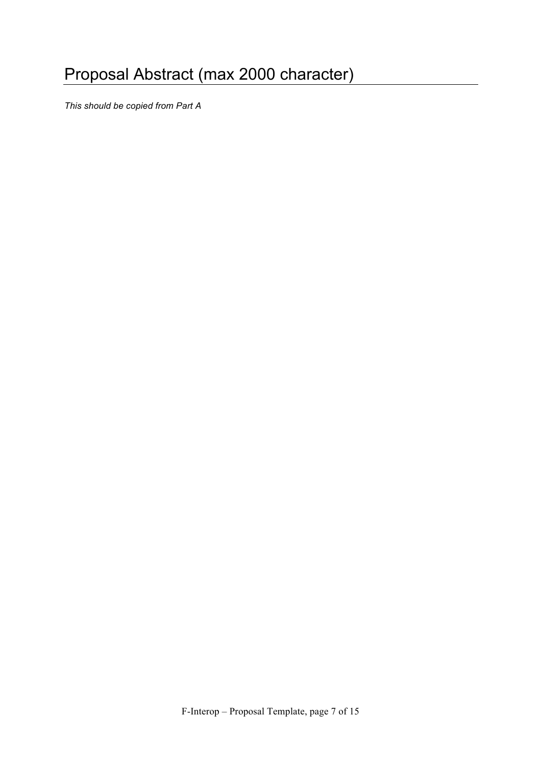# Proposal Abstract (max 2000 character)

*This should be copied from Part A*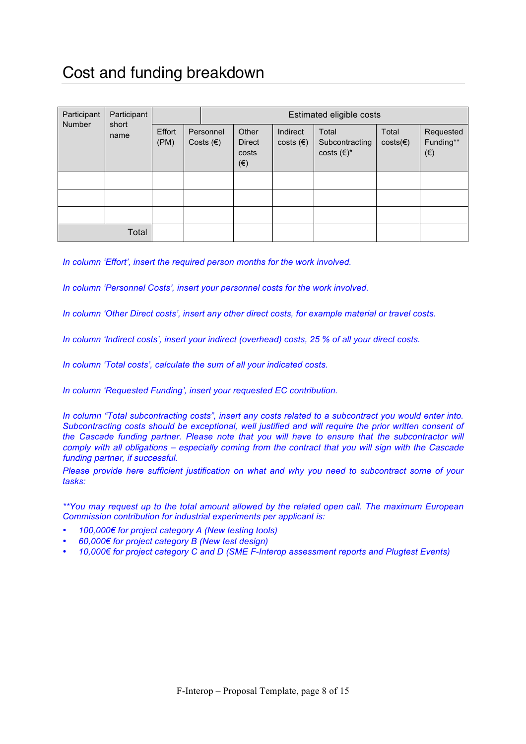# Cost and funding breakdown

| Participant Number | Participant short name | | Estimated eligible costs | | | | | |
|---|---|---|---|---|---|---|---|---|
| | | Effort (PM) | Personnel Costs (€) | Other Direct costs (€) | Indirect costs (€) | Total Subcontracting costs (€)* | Total costs(€) | Requested Funding** (€) |
| | | | | | | | | |
| | | | | | | | | |
| | | | | | | | | |
| Total | | | | | | | | |

*In column 'Effort', insert the required person months for the work involved.*

*In column 'Personnel Costs', insert your personnel costs for the work involved.*

*In column 'Other Direct costs', insert any other direct costs, for example material or travel costs.*

*In column 'Indirect costs', insert your indirect (overhead) costs, 25 % of all your direct costs.*

*In column 'Total costs', calculate the sum of all your indicated costs.*

*In column 'Requested Funding', insert your requested EC contribution.*

*In column "Total subcontracting costs", insert any costs related to a subcontract you would enter into. Subcontracting costs should be exceptional, well justified and will require the prior written consent of the Cascade funding partner. Please note that you will have to ensure that the subcontractor will comply with all obligations – especially coming from the contract that you will sign with the Cascade funding partner, if successful.*
*Please provide here sufficient justification on what and why you need to subcontract some of your tasks:*

*\*\*You may request up to the total amount allowed by the related open call. The maximum European Commission contribution for industrial experiments per applicant is:*

- *100,000€ for project category A (New testing tools)*
- *60,000€ for project category B (New test design)*
- *10,000€ for project category C and D (SME F-Interop assessment reports and Plugtest Events)*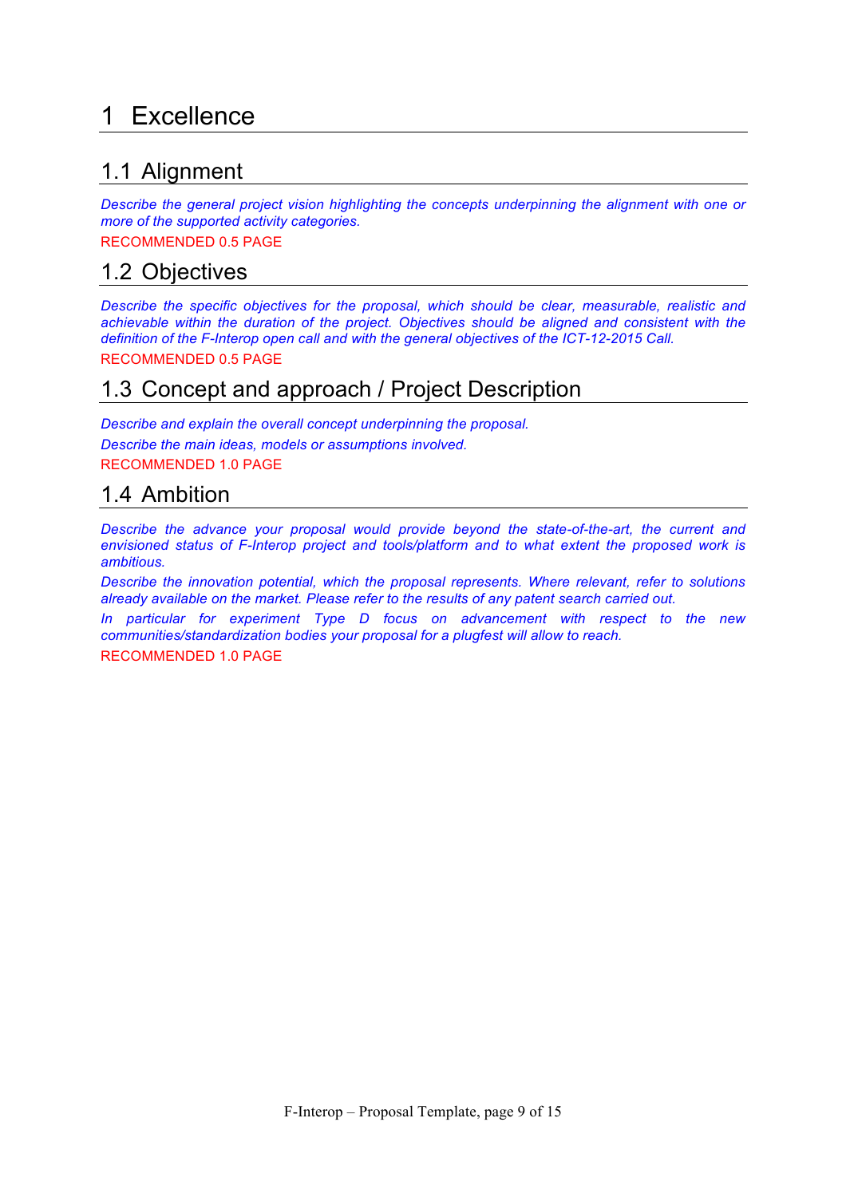# 1 Excellence

## 1.1 Alignment

*Describe the general project vision highlighting the concepts underpinning the alignment with one or more of the supported activity categories.*

RECOMMENDED 0.5 PAGE

## 1.2 Objectives

*Describe the specific objectives for the proposal, which should be clear, measurable, realistic and achievable within the duration of the project. Objectives should be aligned and consistent with the definition of the F-Interop open call and with the general objectives of the ICT-12-2015 Call.*

RECOMMENDED 0.5 PAGE

## 1.3 Concept and approach / Project Description

*Describe and explain the overall concept underpinning the proposal.*

*Describe the main ideas, models or assumptions involved.*

RECOMMENDED 1.0 PAGE

## 1.4 Ambition

*Describe the advance your proposal would provide beyond the state-of-the-art, the current and envisioned status of F-Interop project and tools/platform and to what extent the proposed work is ambitious.*

*Describe the innovation potential, which the proposal represents. Where relevant, refer to solutions already available on the market. Please refer to the results of any patent search carried out.*

*In particular for experiment Type D focus on advancement with respect to the new communities/standardization bodies your proposal for a plugfest will allow to reach.*

RECOMMENDED 1.0 PAGE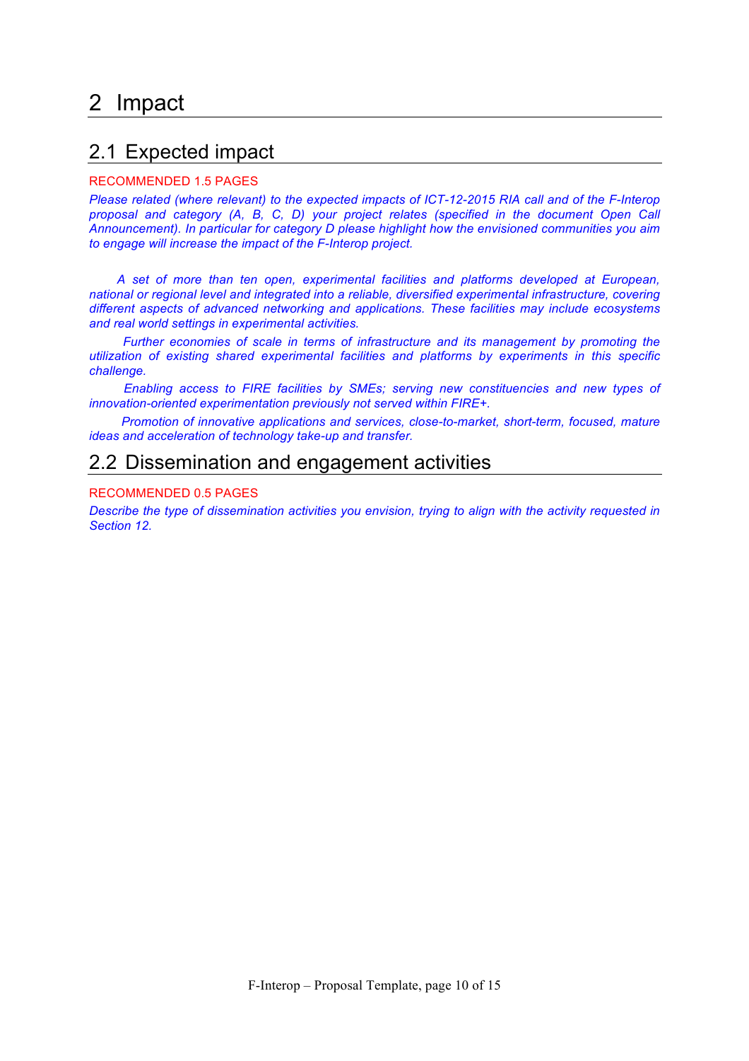# 2 Impact

## 2.1 Expected impact

RECOMMENDED 1.5 PAGES

*Please related (where relevant) to the expected impacts of ICT-12-2015 RIA call and of the F-Interop proposal and category (A, B, C, D) your project relates (specified in the document Open Call Announcement). In particular for category D please highlight how the envisioned communities you aim to engage will increase the impact of the F-Interop project.*

*A set of more than ten open, experimental facilities and platforms developed at European, national or regional level and integrated into a reliable, diversified experimental infrastructure, covering different aspects of advanced networking and applications. These facilities may include ecosystems and real world settings in experimental activities.*

*Further economies of scale in terms of infrastructure and its management by promoting the utilization of existing shared experimental facilities and platforms by experiments in this specific challenge.*

*Enabling access to FIRE facilities by SMEs; serving new constituencies and new types of innovation-oriented experimentation previously not served within FIRE+.*

*Promotion of innovative applications and services, close-to-market, short-term, focused, mature ideas and acceleration of technology take-up and transfer.*

## 2.2 Dissemination and engagement activities

RECOMMENDED 0.5 PAGES

*Describe the type of dissemination activities you envision, trying to align with the activity requested in Section 12.*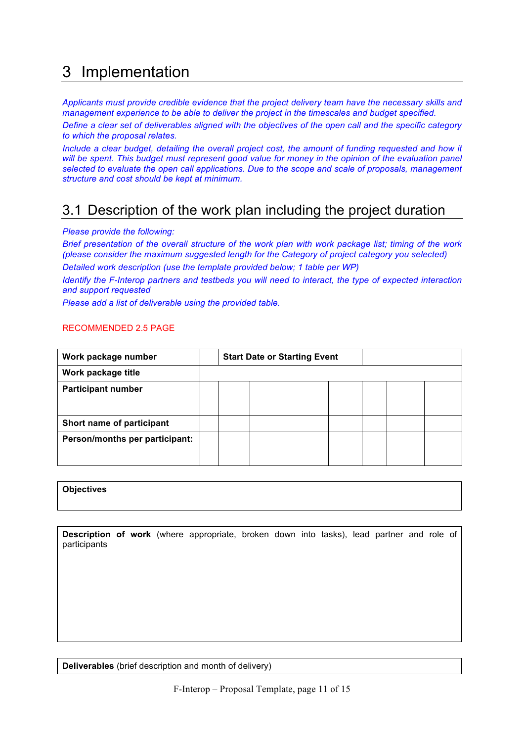# 3 Implementation

*Applicants must provide credible evidence that the project delivery team have the necessary skills and management experience to be able to deliver the project in the timescales and budget specified.*

*Define a clear set of deliverables aligned with the objectives of the open call and the specific category to which the proposal relates.*

*Include a clear budget, detailing the overall project cost, the amount of funding requested and how it will be spent. This budget must represent good value for money in the opinion of the evaluation panel selected to evaluate the open call applications. Due to the scope and scale of proposals, management structure and cost should be kept at minimum.*

## 3.1 Description of the work plan including the project duration

*Please provide the following:*

*Brief presentation of the overall structure of the work plan with work package list; timing of the work (please consider the maximum suggested length for the Category of project category you selected)*

*Detailed work description (use the template provided below; 1 table per WP)*

*Identify the F-Interop partners and testbeds you will need to interact, the type of expected interaction and support requested*

*Please add a list of deliverable using the provided table.*

RECOMMENDED 2.5 PAGE

| **Work package number** | | **Start Date or Starting Event** | | | | | |
|---|---|---|---|---|---|---|---|
| **Work package title** | | | | | | | |
| **Participant number** | | | | | | | |
| **Short name of participant** | | | | | | | |
| **Person/months per participant:** | | | | | | | |

| **Objectives** |
|---|
| |

| **Description of work** (where appropriate, broken down into tasks), lead partner and role of participants |
|---|
| |

| **Deliverables** (brief description and month of delivery) |
|---|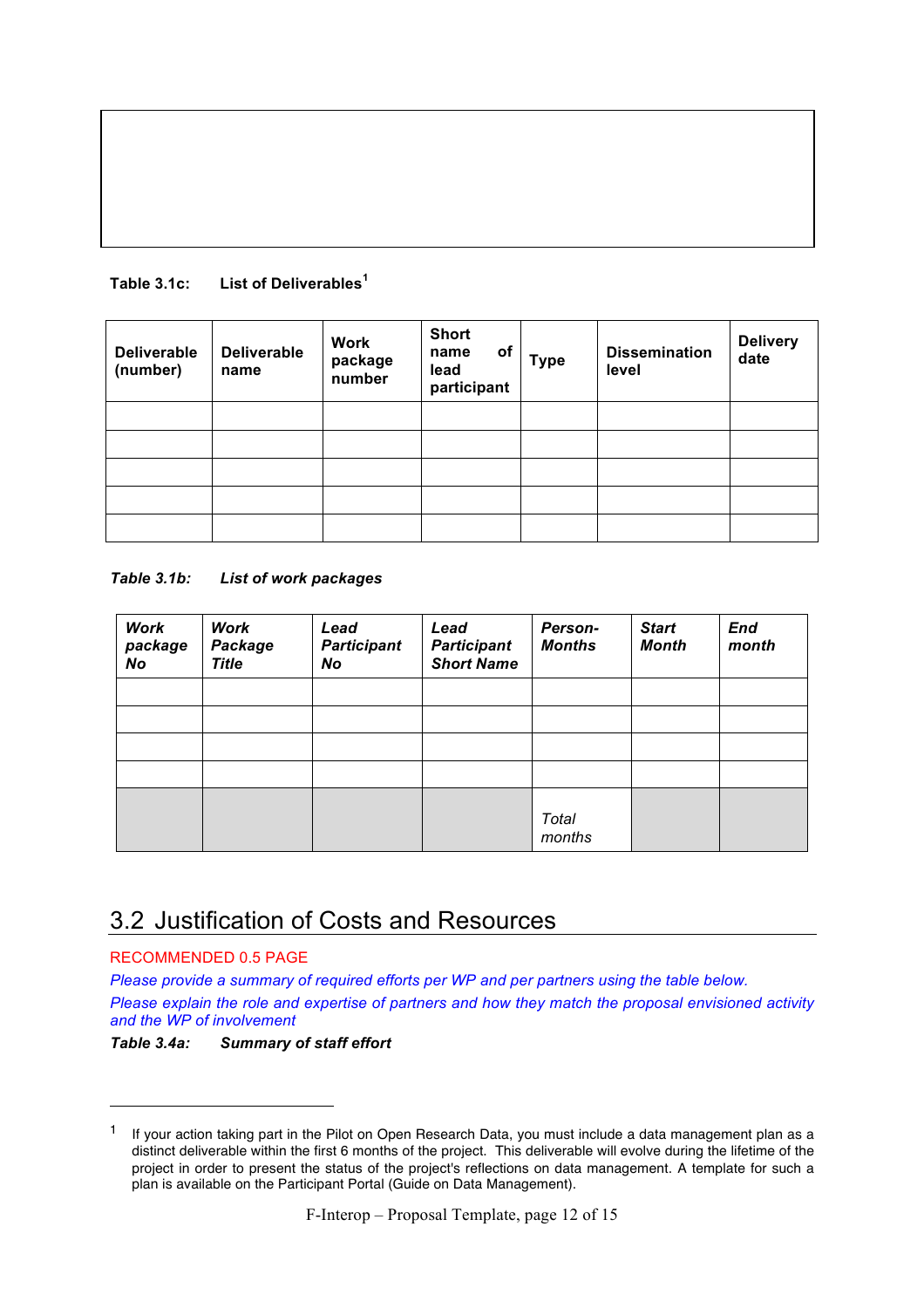**Table 3.1c: List of Deliverables**[1]

| Deliverable (number) | Deliverable name | Work package number | Short name of lead participant | Type | Dissemination level | Delivery date |
|---|---|---|---|---|---|---|
| | | | | | | |
| | | | | | | |
| | | | | | | |
| | | | | | | |
| | | | | | | |

***Table 3.1b: List of work packages***

| *Work package No* | *Work Package Title* | *Lead Participant No* | *Lead Participant Short Name* | *Person-Months* | *Start Month* | *End month* |
|---|---|---|---|---|---|---|
| | | | | | | |
| | | | | | | |
| | | | | | | |
| | | | | | | |
| | | | | *Total months* | | |

## 3.2 Justification of Costs and Resources

RECOMMENDED 0.5 PAGE

*Please provide a summary of required efforts per WP and per partners using the table below.*

*Please explain the role and expertise of partners and how they match the proposal envisioned activity and the WP of involvement*

***Table 3.4a: Summary of staff effort***

---

[1] If your action taking part in the Pilot on Open Research Data, you must include a data management plan as a distinct deliverable within the first 6 months of the project. This deliverable will evolve during the lifetime of the project in order to present the status of the project's reflections on data management. A template for such a plan is available on the Participant Portal (Guide on Data Management).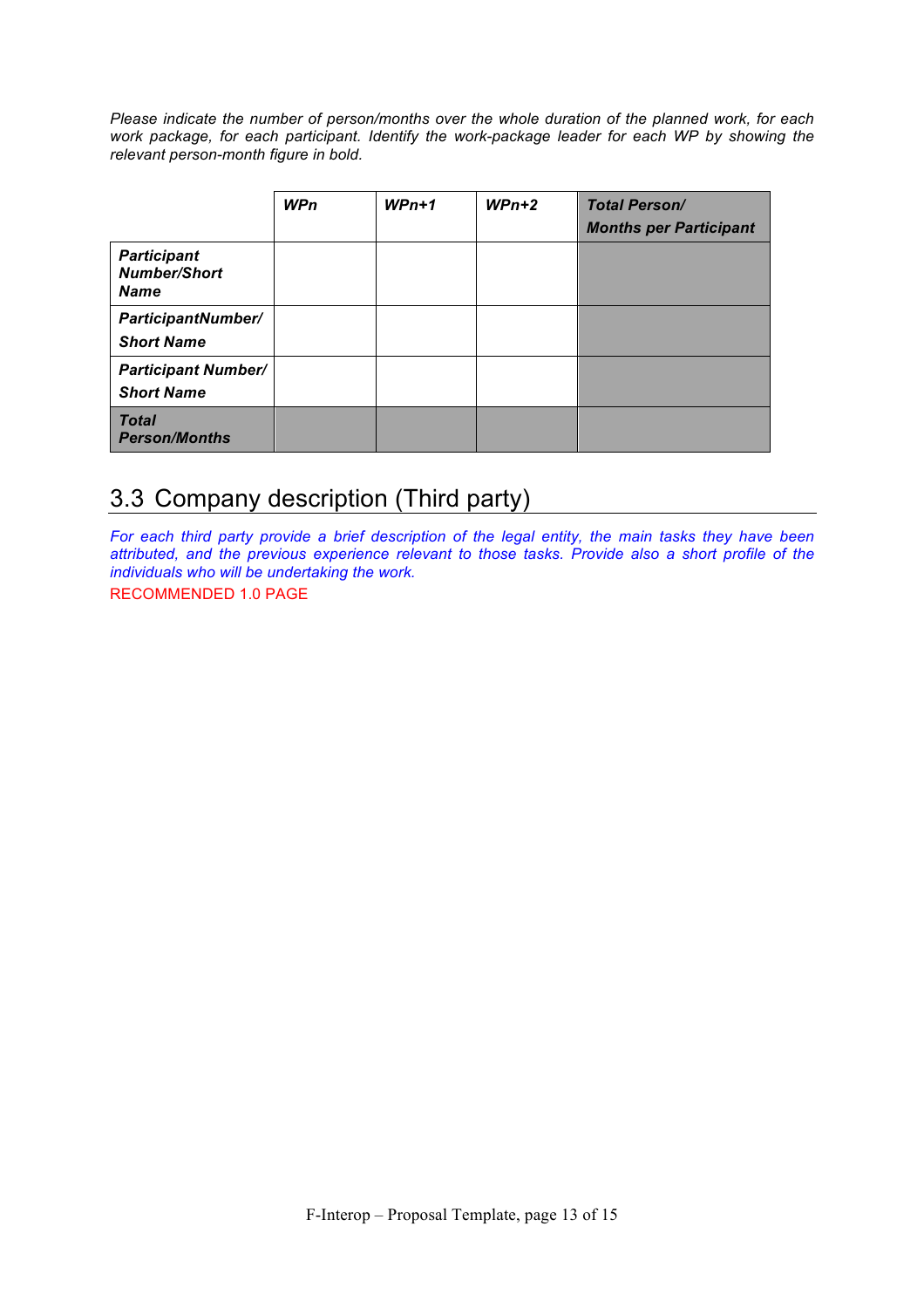*Please indicate the number of person/months over the whole duration of the planned work, for each work package, for each participant. Identify the work-package leader for each WP by showing the relevant person-month figure in bold.*

| | ***WPn*** | ***WPn+1*** | ***WPn+2*** | ***Total Person/ Months per Participant*** |
|---|---|---|---|---|
| ***Participant Number/Short Name*** | | | | |
| ***ParticipantNumber/ Short Name*** | | | | |
| ***Participant Number/ Short Name*** | | | | |
| ***Total Person/Months*** | | | | |

## 3.3 Company description (Third party)

*For each third party provide a brief description of the legal entity, the main tasks they have been attributed, and the previous experience relevant to those tasks. Provide also a short profile of the individuals who will be undertaking the work.*

RECOMMENDED 1.0 PAGE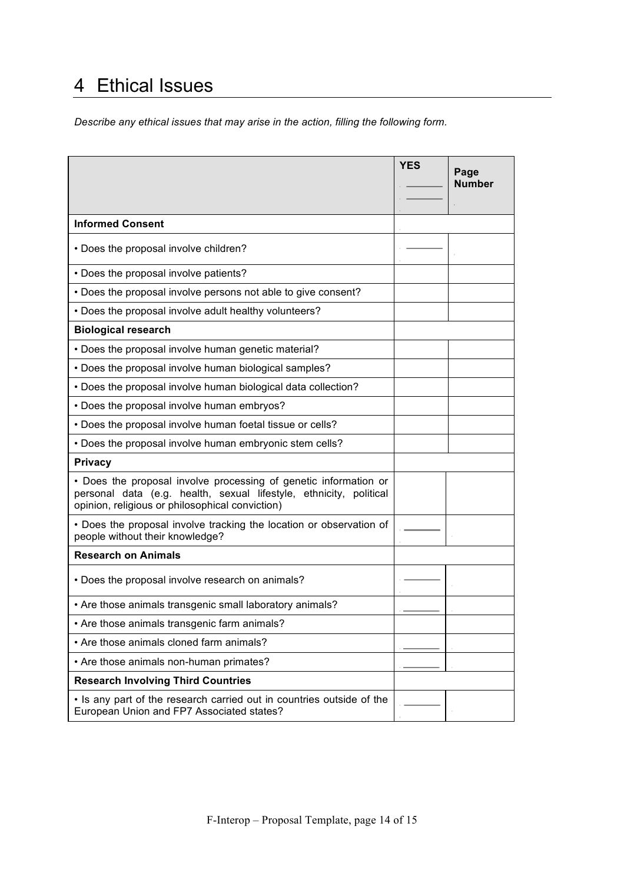# 4 Ethical Issues

*Describe any ethical issues that may arise in the action, filling the following form.*

| | YES | Page Number |
|---|---|---|
| **Informed Consent** | | |
| • Does the proposal involve children? | | |
| • Does the proposal involve patients? | | |
| • Does the proposal involve persons not able to give consent? | | |
| • Does the proposal involve adult healthy volunteers? | | |
| **Biological research** | | |
| • Does the proposal involve human genetic material? | | |
| • Does the proposal involve human biological samples? | | |
| • Does the proposal involve human biological data collection? | | |
| • Does the proposal involve human embryos? | | |
| • Does the proposal involve human foetal tissue or cells? | | |
| • Does the proposal involve human embryonic stem cells? | | |
| **Privacy** | | |
| • Does the proposal involve processing of genetic information or personal data (e.g. health, sexual lifestyle, ethnicity, political opinion, religious or philosophical conviction) | | |
| • Does the proposal involve tracking the location or observation of people without their knowledge? | | |
| **Research on Animals** | | |
| • Does the proposal involve research on animals? | | |
| • Are those animals transgenic small laboratory animals? | | |
| • Are those animals transgenic farm animals? | | |
| • Are those animals cloned farm animals? | | |
| • Are those animals non-human primates? | | |
| **Research Involving Third Countries** | | |
| • Is any part of the research carried out in countries outside of the European Union and FP7 Associated states? | | |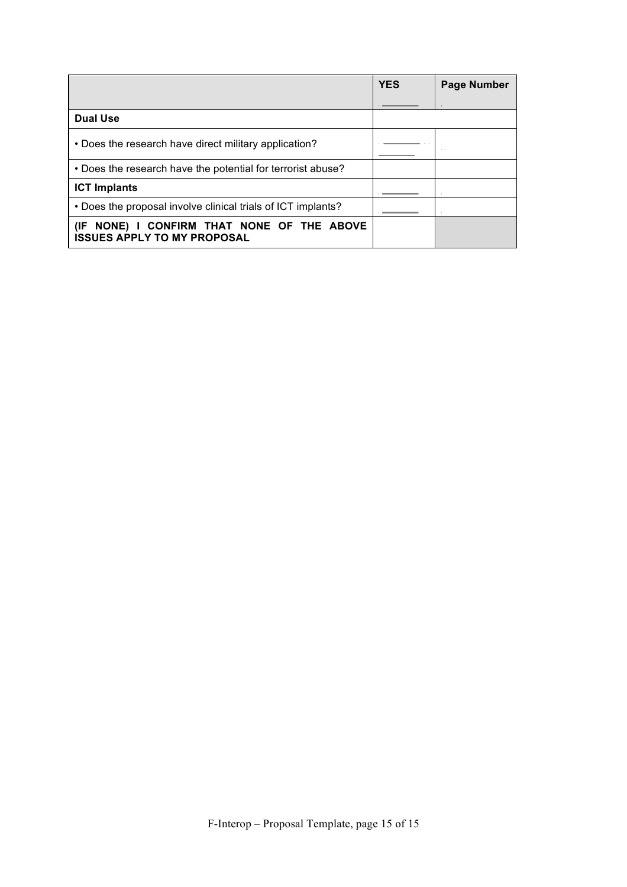| | YES | Page Number |
|---|---|---|
| **Dual Use** | | |
| • Does the research have direct military application? | | |
| • Does the research have the potential for terrorist abuse? | | |
| **ICT Implants** | | |
| • Does the proposal involve clinical trials of ICT implants? | | |
| **(IF NONE) I CONFIRM THAT NONE OF THE ABOVE ISSUES APPLY TO MY PROPOSAL** | | |